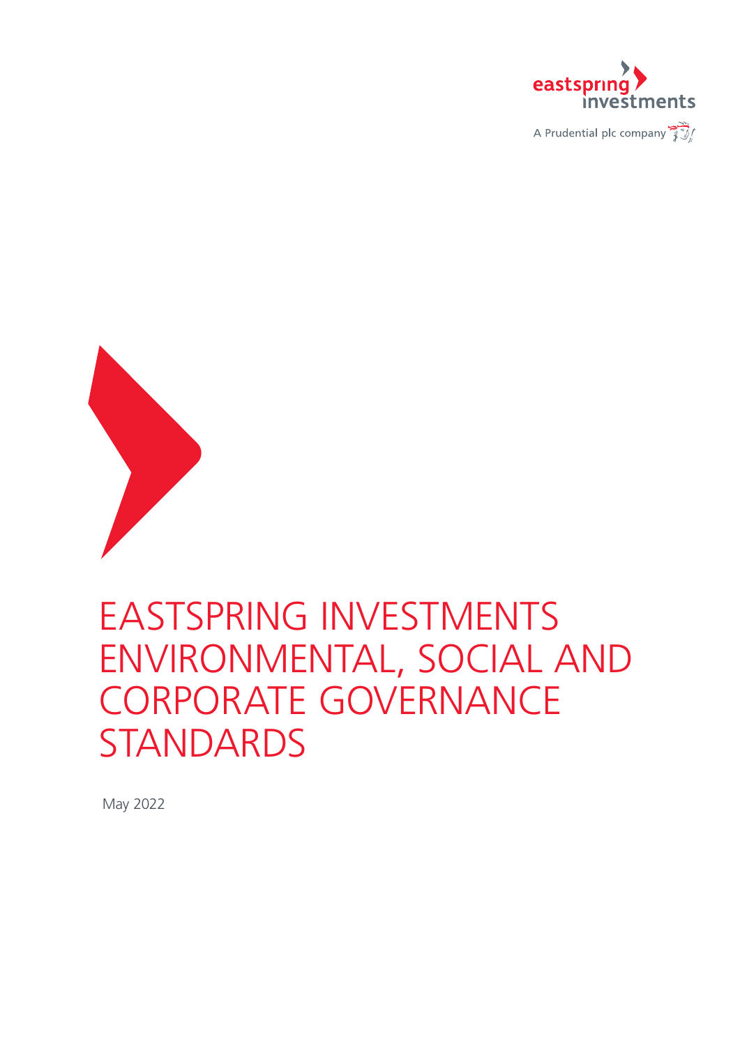eastspring investments

A Prudential plc company

# EASTSPRING INVESTMENTS ENVIRONMENTAL, SOCIAL AND CORPORATE GOVERNANCE STANDARDS

May 2022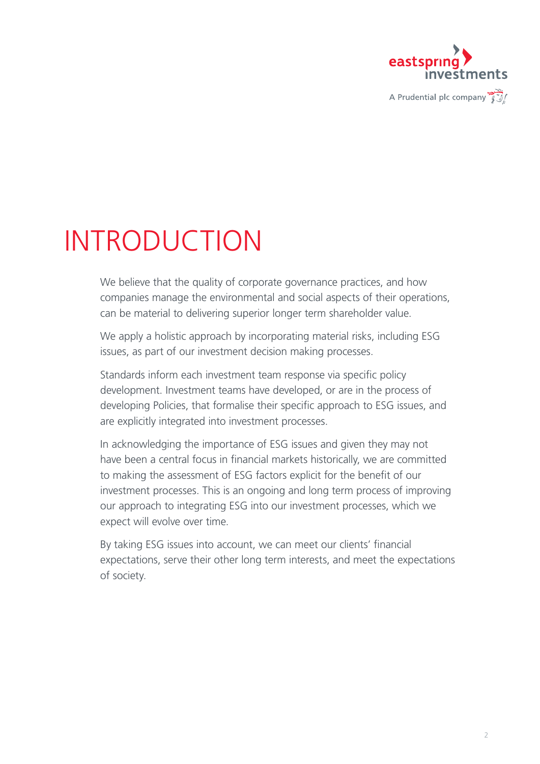# INTRODUCTION

We believe that the quality of corporate governance practices, and how companies manage the environmental and social aspects of their operations, can be material to delivering superior longer term shareholder value.

We apply a holistic approach by incorporating material risks, including ESG issues, as part of our investment decision making processes.

Standards inform each investment team response via specific policy development. Investment teams have developed, or are in the process of developing Policies, that formalise their specific approach to ESG issues, and are explicitly integrated into investment processes.

In acknowledging the importance of ESG issues and given they may not have been a central focus in financial markets historically, we are committed to making the assessment of ESG factors explicit for the benefit of our investment processes. This is an ongoing and long term process of improving our approach to integrating ESG into our investment processes, which we expect will evolve over time.

By taking ESG issues into account, we can meet our clients' financial expectations, serve their other long term interests, and meet the expectations of society.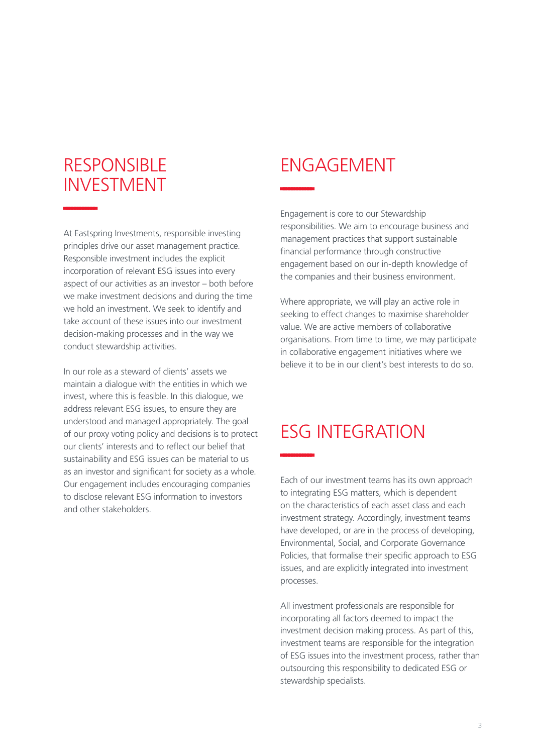## RESPONSIBLE INVESTMENT

At Eastspring Investments, responsible investing principles drive our asset management practice. Responsible investment includes the explicit incorporation of relevant ESG issues into every aspect of our activities as an investor – both before we make investment decisions and during the time we hold an investment. We seek to identify and take account of these issues into our investment decision-making processes and in the way we conduct stewardship activities.

In our role as a steward of clients' assets we maintain a dialogue with the entities in which we invest, where this is feasible. In this dialogue, we address relevant ESG issues, to ensure they are understood and managed appropriately. The goal of our proxy voting policy and decisions is to protect our clients' interests and to reflect our belief that sustainability and ESG issues can be material to us as an investor and significant for society as a whole. Our engagement includes encouraging companies to disclose relevant ESG information to investors and other stakeholders.

## ENGAGEMENT

Engagement is core to our Stewardship responsibilities. We aim to encourage business and management practices that support sustainable financial performance through constructive engagement based on our in-depth knowledge of the companies and their business environment.

Where appropriate, we will play an active role in seeking to effect changes to maximise shareholder value. We are active members of collaborative organisations. From time to time, we may participate in collaborative engagement initiatives where we believe it to be in our client's best interests to do so.

## ESG INTEGRATION

Each of our investment teams has its own approach to integrating ESG matters, which is dependent on the characteristics of each asset class and each investment strategy. Accordingly, investment teams have developed, or are in the process of developing, Environmental, Social, and Corporate Governance Policies, that formalise their specific approach to ESG issues, and are explicitly integrated into investment processes.

All investment professionals are responsible for incorporating all factors deemed to impact the investment decision making process. As part of this, investment teams are responsible for the integration of ESG issues into the investment process, rather than outsourcing this responsibility to dedicated ESG or stewardship specialists.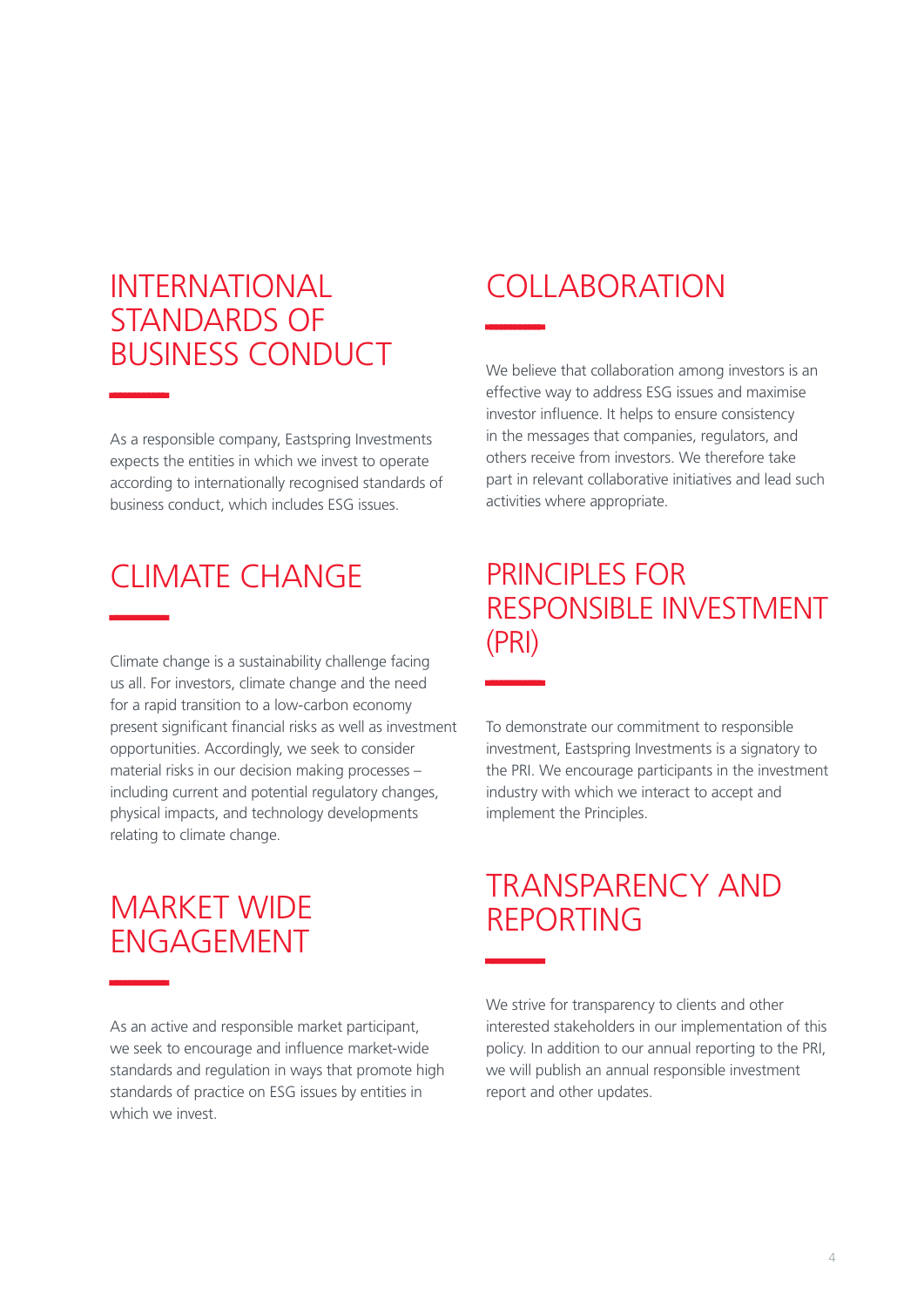## INTERNATIONAL STANDARDS OF BUSINESS CONDUCT

As a responsible company, Eastspring Investments expects the entities in which we invest to operate according to internationally recognised standards of business conduct, which includes ESG issues.

## CLIMATE CHANGE

Climate change is a sustainability challenge facing us all. For investors, climate change and the need for a rapid transition to a low-carbon economy present significant financial risks as well as investment opportunities. Accordingly, we seek to consider material risks in our decision making processes – including current and potential regulatory changes, physical impacts, and technology developments relating to climate change.

## MARKET WIDE ENGAGEMENT

As an active and responsible market participant, we seek to encourage and influence market-wide standards and regulation in ways that promote high standards of practice on ESG issues by entities in which we invest.

## COLLABORATION

We believe that collaboration among investors is an effective way to address ESG issues and maximise investor influence. It helps to ensure consistency in the messages that companies, regulators, and others receive from investors. We therefore take part in relevant collaborative initiatives and lead such activities where appropriate.

## PRINCIPLES FOR RESPONSIBLE INVESTMENT (PRI)

To demonstrate our commitment to responsible investment, Eastspring Investments is a signatory to the PRI. We encourage participants in the investment industry with which we interact to accept and implement the Principles.

## TRANSPARENCY AND REPORTING

We strive for transparency to clients and other interested stakeholders in our implementation of this policy. In addition to our annual reporting to the PRI, we will publish an annual responsible investment report and other updates.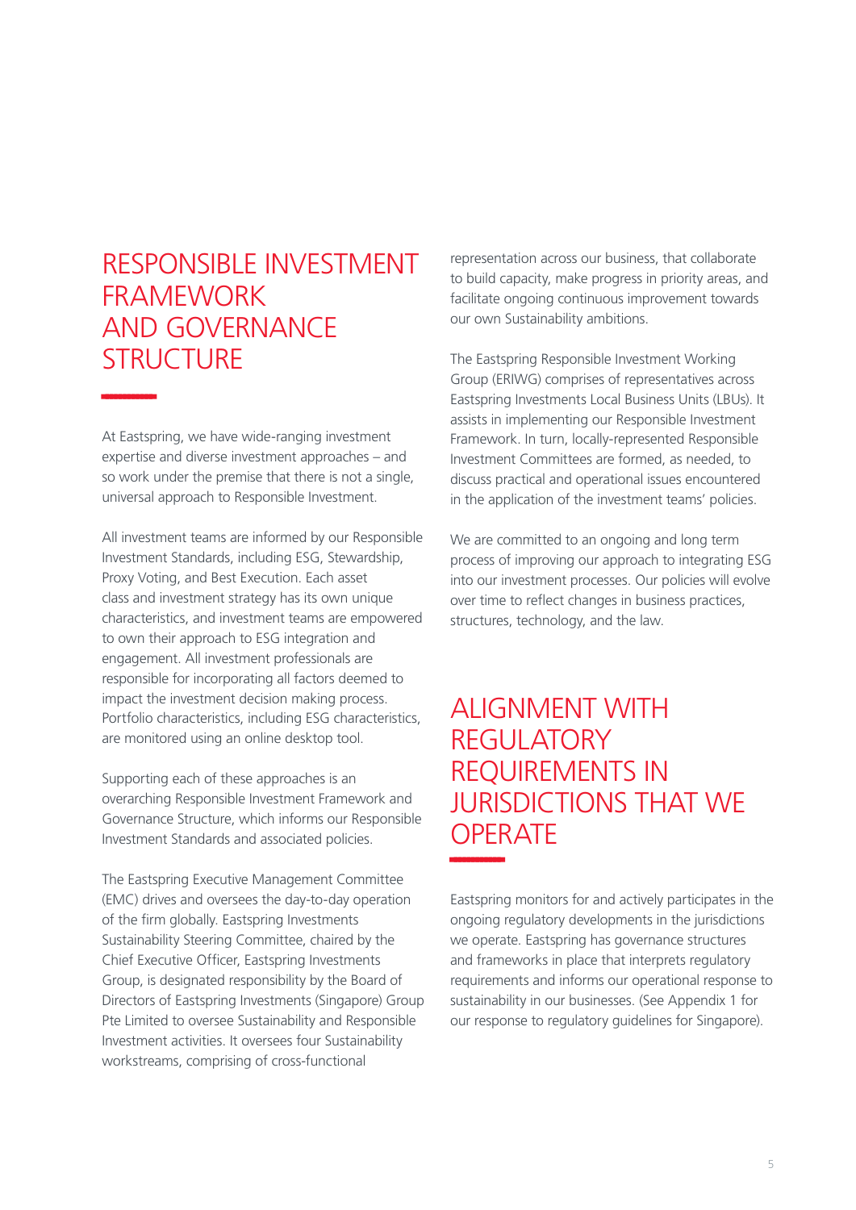## RESPONSIBLE INVESTMENT FRAMEWORK AND GOVERNANCE STRUCTURE

At Eastspring, we have wide-ranging investment expertise and diverse investment approaches – and so work under the premise that there is not a single, universal approach to Responsible Investment.

All investment teams are informed by our Responsible Investment Standards, including ESG, Stewardship, Proxy Voting, and Best Execution. Each asset class and investment strategy has its own unique characteristics, and investment teams are empowered to own their approach to ESG integration and engagement. All investment professionals are responsible for incorporating all factors deemed to impact the investment decision making process. Portfolio characteristics, including ESG characteristics, are monitored using an online desktop tool.

Supporting each of these approaches is an overarching Responsible Investment Framework and Governance Structure, which informs our Responsible Investment Standards and associated policies.

The Eastspring Executive Management Committee (EMC) drives and oversees the day-to-day operation of the firm globally. Eastspring Investments Sustainability Steering Committee, chaired by the Chief Executive Officer, Eastspring Investments Group, is designated responsibility by the Board of Directors of Eastspring Investments (Singapore) Group Pte Limited to oversee Sustainability and Responsible Investment activities. It oversees four Sustainability workstreams, comprising of cross-functional representation across our business, that collaborate to build capacity, make progress in priority areas, and facilitate ongoing continuous improvement towards our own Sustainability ambitions.

The Eastspring Responsible Investment Working Group (ERIWG) comprises of representatives across Eastspring Investments Local Business Units (LBUs). It assists in implementing our Responsible Investment Framework. In turn, locally-represented Responsible Investment Committees are formed, as needed, to discuss practical and operational issues encountered in the application of the investment teams' policies.

We are committed to an ongoing and long term process of improving our approach to integrating ESG into our investment processes. Our policies will evolve over time to reflect changes in business practices, structures, technology, and the law.

## ALIGNMENT WITH REGULATORY REQUIREMENTS IN JURISDICTIONS THAT WE OPERATE

Eastspring monitors for and actively participates in the ongoing regulatory developments in the jurisdictions we operate. Eastspring has governance structures and frameworks in place that interprets regulatory requirements and informs our operational response to sustainability in our businesses. (See Appendix 1 for our response to regulatory guidelines for Singapore).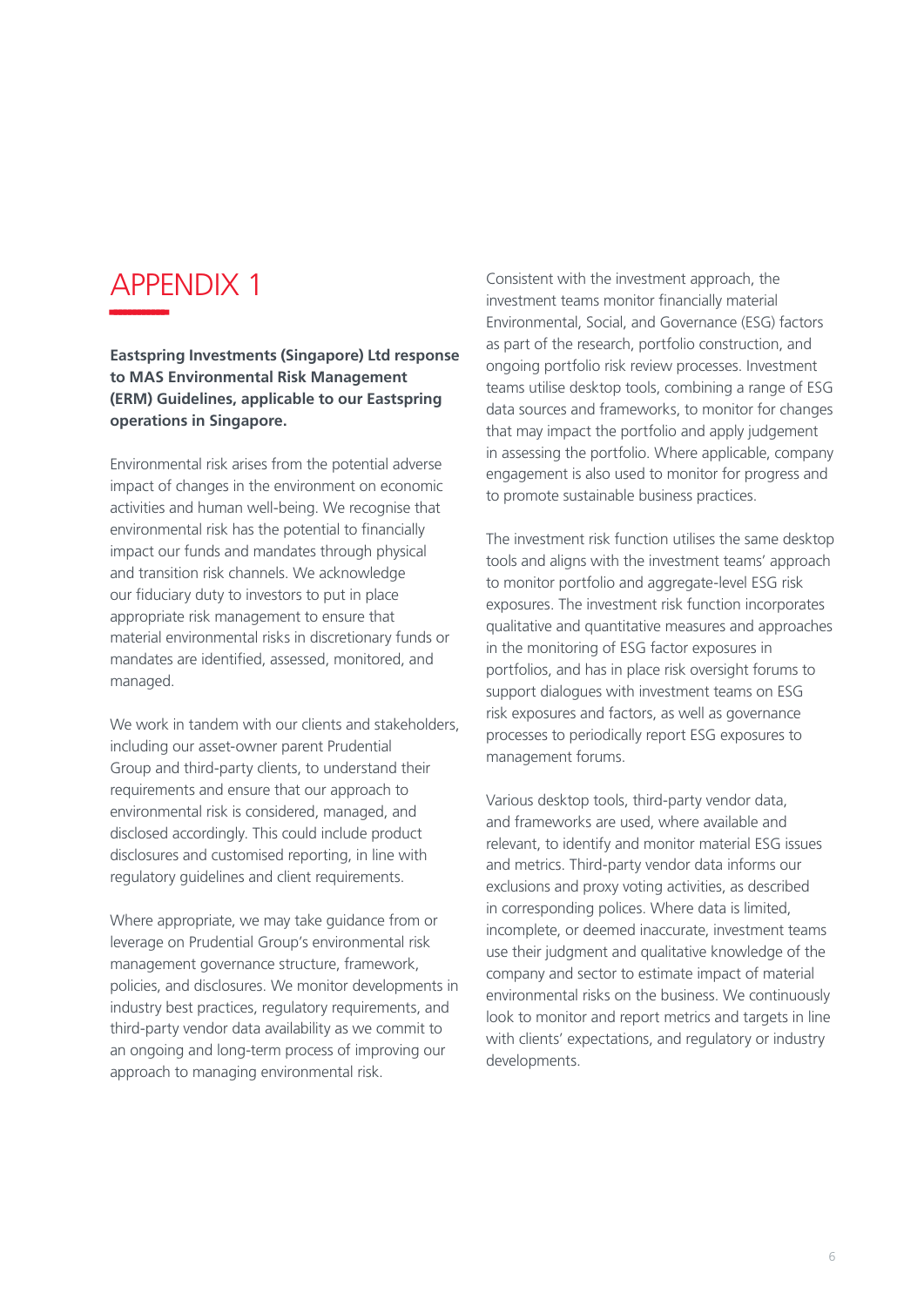# APPENDIX 1

**Eastspring Investments (Singapore) Ltd response to MAS Environmental Risk Management (ERM) Guidelines, applicable to our Eastspring operations in Singapore.**

Environmental risk arises from the potential adverse impact of changes in the environment on economic activities and human well-being. We recognise that environmental risk has the potential to financially impact our funds and mandates through physical and transition risk channels. We acknowledge our fiduciary duty to investors to put in place appropriate risk management to ensure that material environmental risks in discretionary funds or mandates are identified, assessed, monitored, and managed.

We work in tandem with our clients and stakeholders, including our asset-owner parent Prudential Group and third-party clients, to understand their requirements and ensure that our approach to environmental risk is considered, managed, and disclosed accordingly. This could include product disclosures and customised reporting, in line with regulatory guidelines and client requirements.

Where appropriate, we may take guidance from or leverage on Prudential Group's environmental risk management governance structure, framework, policies, and disclosures. We monitor developments in industry best practices, regulatory requirements, and third-party vendor data availability as we commit to an ongoing and long-term process of improving our approach to managing environmental risk.

Consistent with the investment approach, the investment teams monitor financially material Environmental, Social, and Governance (ESG) factors as part of the research, portfolio construction, and ongoing portfolio risk review processes. Investment teams utilise desktop tools, combining a range of ESG data sources and frameworks, to monitor for changes that may impact the portfolio and apply judgement in assessing the portfolio. Where applicable, company engagement is also used to monitor for progress and to promote sustainable business practices.

The investment risk function utilises the same desktop tools and aligns with the investment teams' approach to monitor portfolio and aggregate-level ESG risk exposures. The investment risk function incorporates qualitative and quantitative measures and approaches in the monitoring of ESG factor exposures in portfolios, and has in place risk oversight forums to support dialogues with investment teams on ESG risk exposures and factors, as well as governance processes to periodically report ESG exposures to management forums.

Various desktop tools, third-party vendor data, and frameworks are used, where available and relevant, to identify and monitor material ESG issues and metrics. Third-party vendor data informs our exclusions and proxy voting activities, as described in corresponding polices. Where data is limited, incomplete, or deemed inaccurate, investment teams use their judgment and qualitative knowledge of the company and sector to estimate impact of material environmental risks on the business. We continuously look to monitor and report metrics and targets in line with clients' expectations, and regulatory or industry developments.